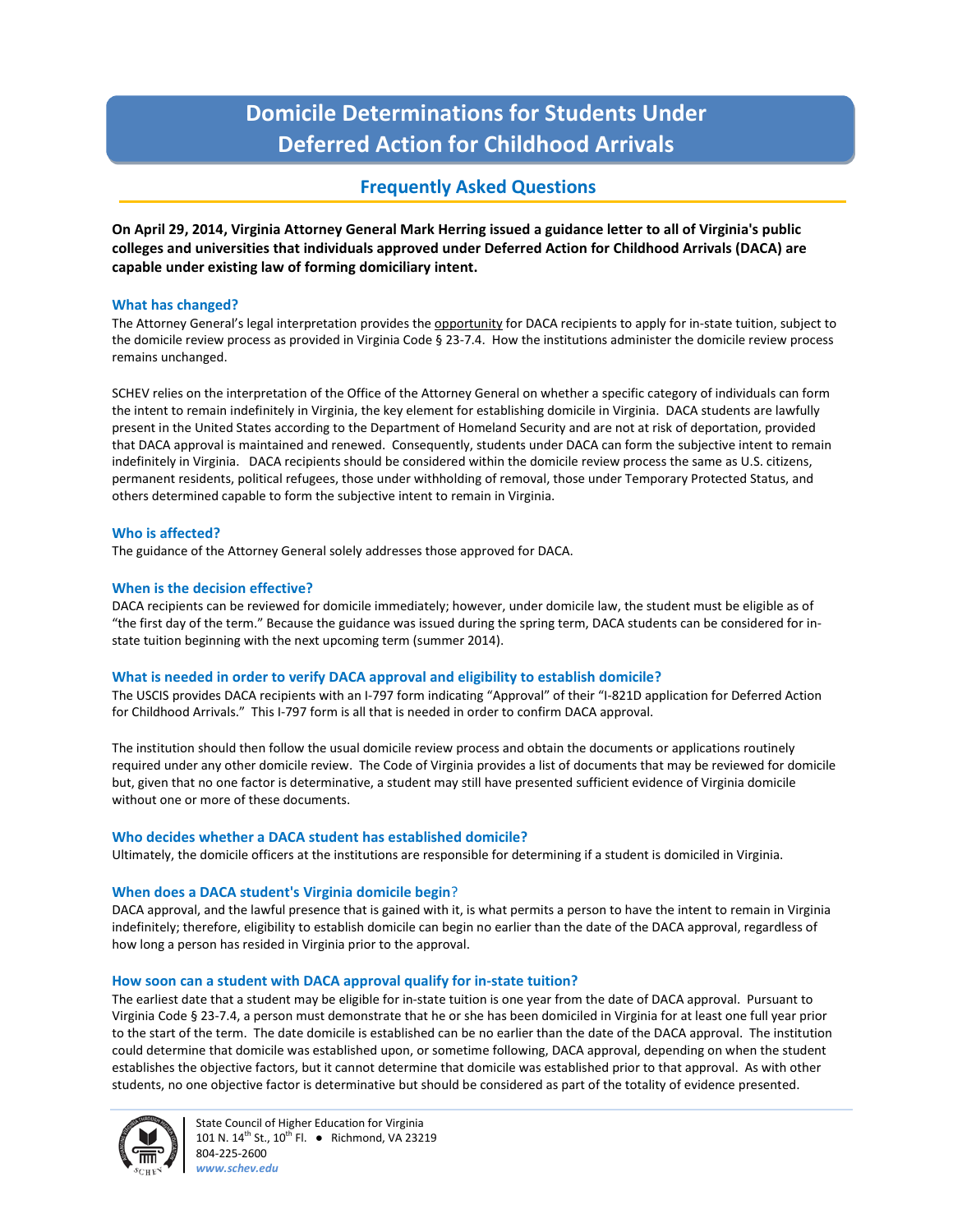# Domicile Determinations for Students Under Deferred Action for Childhood Arrivals

## Frequently Asked Questions

**On April 29, 2014, Virginia Attorney General Mark Herring issued a guidance letter to all of Virginia's public colleges and universities that individuals approved under Deferred Action for Childhood Arrivals (DACA) are capable under existing law of forming domiciliary intent.**

### What has changed?

The Attorney General's legal interpretation provides the opportunity for DACA recipients to apply for in-state tuition, subject to the domicile review process as provided in Virginia Code § 23-7.4. How the institutions administer the domicile review process remains unchanged.

SCHEV relies on the interpretation of the Office of the Attorney General on whether a specific category of individuals can form the intent to remain indefinitely in Virginia, the key element for establishing domicile in Virginia. DACA students are lawfully present in the United States according to the Department of Homeland Security and are not at risk of deportation, provided that DACA approval is maintained and renewed. Consequently, students under DACA can form the subjective intent to remain indefinitely in Virginia. DACA recipients should be considered within the domicile review process the same as U.S. citizens, permanent residents, political refugees, those under withholding of removal, those under Temporary Protected Status, and others determined capable to form the subjective intent to remain in Virginia.

### Who is affected?

The guidance of the Attorney General solely addresses those approved for DACA.

### When is the decision effective?

DACA recipients can be reviewed for domicile immediately; however, under domicile law, the student must be eligible as of "the first day of the term." Because the guidance was issued during the spring term, DACA students can be considered for in-state tuition beginning with the next upcoming term (summer 2014).

### What is needed in order to verify DACA approval and eligibility to establish domicile?

The USCIS provides DACA recipients with an I-797 form indicating "Approval" of their "I-821D application for Deferred Action for Childhood Arrivals." This I-797 form is all that is needed in order to confirm DACA approval.

The institution should then follow the usual domicile review process and obtain the documents or applications routinely required under any other domicile review. The Code of Virginia provides a list of documents that may be reviewed for domicile but, given that no one factor is determinative, a student may still have presented sufficient evidence of Virginia domicile without one or more of these documents.

### Who decides whether a DACA student has established domicile?

Ultimately, the domicile officers at the institutions are responsible for determining if a student is domiciled in Virginia.

### When does a DACA student's Virginia domicile begin?

DACA approval, and the lawful presence that is gained with it, is what permits a person to have the intent to remain in Virginia indefinitely; therefore, eligibility to establish domicile can begin no earlier than the date of the DACA approval, regardless of how long a person has resided in Virginia prior to the approval.

### How soon can a student with DACA approval qualify for in-state tuition?

The earliest date that a student may be eligible for in-state tuition is one year from the date of DACA approval. Pursuant to Virginia Code § 23-7.4, a person must demonstrate that he or she has been domiciled in Virginia for at least one full year prior to the start of the term. The date domicile is established can be no earlier than the date of the DACA approval. The institution could determine that domicile was established upon, or sometime following, DACA approval, depending on when the student establishes the objective factors, but it cannot determine that domicile was established prior to that approval. As with other students, no one objective factor is determinative but should be considered as part of the totality of evidence presented.

State Council of Higher Education for Virginia
101 N. 14th St., 10th Fl. ● Richmond, VA 23219
804-225-2600
*www.schev.edu*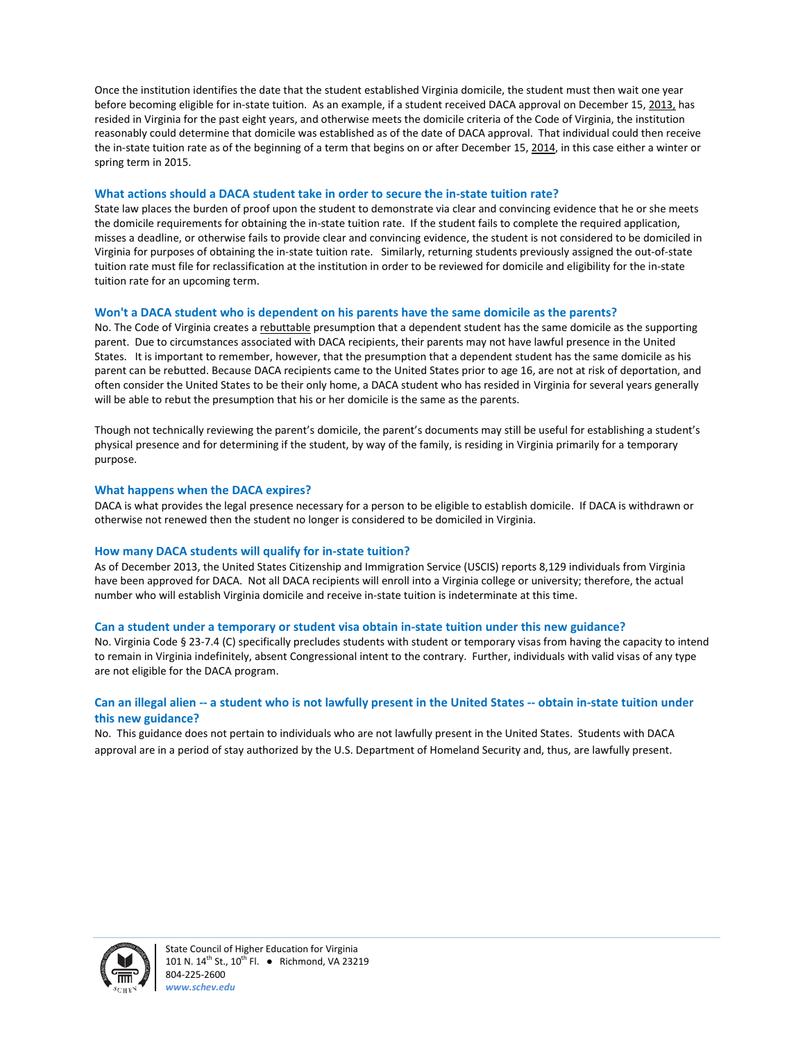Once the institution identifies the date that the student established Virginia domicile, the student must then wait one year before becoming eligible for in-state tuition. As an example, if a student received DACA approval on December 15, 2013, has resided in Virginia for the past eight years, and otherwise meets the domicile criteria of the Code of Virginia, the institution reasonably could determine that domicile was established as of the date of DACA approval. That individual could then receive the in-state tuition rate as of the beginning of a term that begins on or after December 15, 2014, in this case either a winter or spring term in 2015.

### What actions should a DACA student take in order to secure the in-state tuition rate?

State law places the burden of proof upon the student to demonstrate via clear and convincing evidence that he or she meets the domicile requirements for obtaining the in-state tuition rate. If the student fails to complete the required application, misses a deadline, or otherwise fails to provide clear and convincing evidence, the student is not considered to be domiciled in Virginia for purposes of obtaining the in-state tuition rate. Similarly, returning students previously assigned the out-of-state tuition rate must file for reclassification at the institution in order to be reviewed for domicile and eligibility for the in-state tuition rate for an upcoming term.

### Won't a DACA student who is dependent on his parents have the same domicile as the parents?

No. The Code of Virginia creates a rebuttable presumption that a dependent student has the same domicile as the supporting parent. Due to circumstances associated with DACA recipients, their parents may not have lawful presence in the United States. It is important to remember, however, that the presumption that a dependent student has the same domicile as his parent can be rebutted. Because DACA recipients came to the United States prior to age 16, are not at risk of deportation, and often consider the United States to be their only home, a DACA student who has resided in Virginia for several years generally will be able to rebut the presumption that his or her domicile is the same as the parents.

Though not technically reviewing the parent's domicile, the parent's documents may still be useful for establishing a student's physical presence and for determining if the student, by way of the family, is residing in Virginia primarily for a temporary purpose.

### What happens when the DACA expires?

DACA is what provides the legal presence necessary for a person to be eligible to establish domicile. If DACA is withdrawn or otherwise not renewed then the student no longer is considered to be domiciled in Virginia.

### How many DACA students will qualify for in-state tuition?

As of December 2013, the United States Citizenship and Immigration Service (USCIS) reports 8,129 individuals from Virginia have been approved for DACA. Not all DACA recipients will enroll into a Virginia college or university; therefore, the actual number who will establish Virginia domicile and receive in-state tuition is indeterminate at this time.

### Can a student under a temporary or student visa obtain in-state tuition under this new guidance?

No. Virginia Code § 23-7.4 (C) specifically precludes students with student or temporary visas from having the capacity to intend to remain in Virginia indefinitely, absent Congressional intent to the contrary. Further, individuals with valid visas of any type are not eligible for the DACA program.

### Can an illegal alien -- a student who is not lawfully present in the United States -- obtain in-state tuition under this new guidance?

No. This guidance does not pertain to individuals who are not lawfully present in the United States. Students with DACA approval are in a period of stay authorized by the U.S. Department of Homeland Security and, thus, are lawfully present.